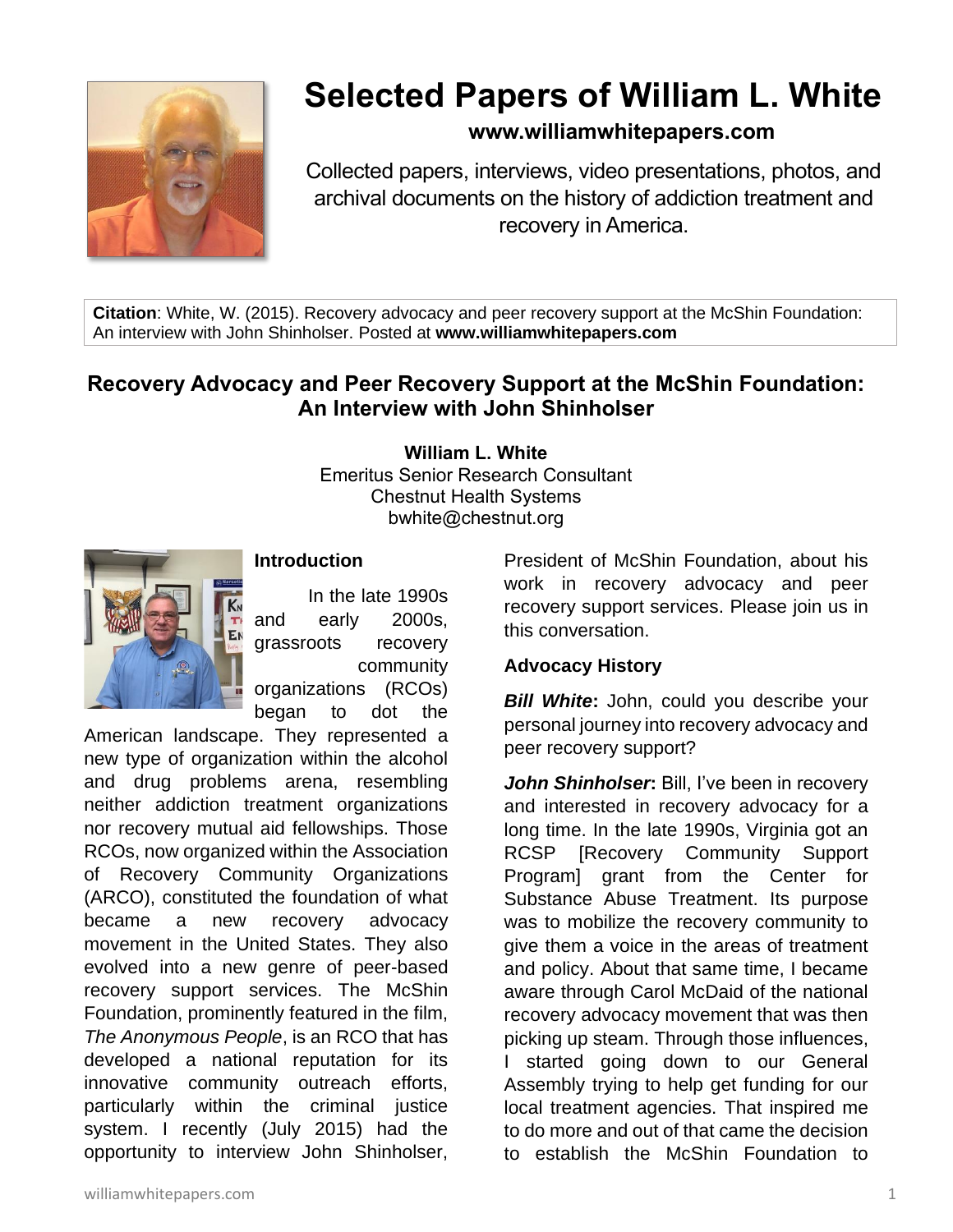# Selected Papers of William L. White

**www.williamwhitepapers.com**

Collected papers, interviews, video presentations, photos, and archival documents on the history of addiction treatment and recovery in America.

**Citation**: White, W. (2015). Recovery advocacy and peer recovery support at the McShin Foundation: An interview with John Shinholser. Posted at **www.williamwhitepapers.com**

## Recovery Advocacy and Peer Recovery Support at the McShin Foundation: An Interview with John Shinholser

**William L. White**
Emeritus Senior Research Consultant
Chestnut Health Systems
bwhite@chestnut.org

### Introduction

In the late 1990s and early 2000s, grassroots recovery community organizations (RCOs) began to dot the American landscape. They represented a new type of organization within the alcohol and drug problems arena, resembling neither addiction treatment organizations nor recovery mutual aid fellowships. Those RCOs, now organized within the Association of Recovery Community Organizations (ARCO), constituted the foundation of what became a new recovery advocacy movement in the United States. They also evolved into a new genre of peer-based recovery support services. The McShin Foundation, prominently featured in the film, *The Anonymous People*, is an RCO that has developed a national reputation for its innovative community outreach efforts, particularly within the criminal justice system. I recently (July 2015) had the opportunity to interview John Shinholser, President of McShin Foundation, about his work in recovery advocacy and peer recovery support services. Please join us in this conversation.

### Advocacy History

***Bill White*:** John, could you describe your personal journey into recovery advocacy and peer recovery support?

***John Shinholser*:** Bill, I've been in recovery and interested in recovery advocacy for a long time. In the late 1990s, Virginia got an RCSP [Recovery Community Support Program] grant from the Center for Substance Abuse Treatment. Its purpose was to mobilize the recovery community to give them a voice in the areas of treatment and policy. About that same time, I became aware through Carol McDaid of the national recovery advocacy movement that was then picking up steam. Through those influences, I started going down to our General Assembly trying to help get funding for our local treatment agencies. That inspired me to do more and out of that came the decision to establish the McShin Foundation to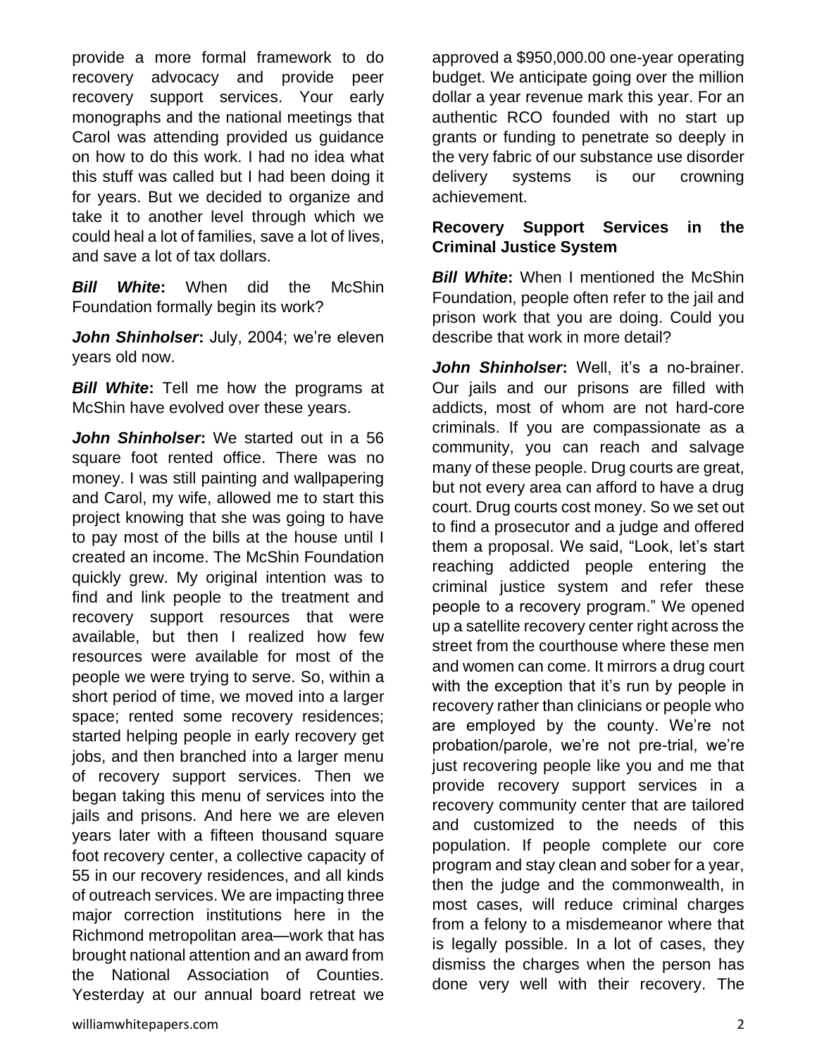provide a more formal framework to do recovery advocacy and provide peer recovery support services. Your early monographs and the national meetings that Carol was attending provided us guidance on how to do this work. I had no idea what this stuff was called but I had been doing it for years. But we decided to organize and take it to another level through which we could heal a lot of families, save a lot of lives, and save a lot of tax dollars.

***Bill White*:** When did the McShin Foundation formally begin its work?

***John Shinholser*:** July, 2004; we're eleven years old now.

***Bill White*:** Tell me how the programs at McShin have evolved over these years.

***John Shinholser*:** We started out in a 56 square foot rented office. There was no money. I was still painting and wallpapering and Carol, my wife, allowed me to start this project knowing that she was going to have to pay most of the bills at the house until I created an income. The McShin Foundation quickly grew. My original intention was to find and link people to the treatment and recovery support resources that were available, but then I realized how few resources were available for most of the people we were trying to serve. So, within a short period of time, we moved into a larger space; rented some recovery residences; started helping people in early recovery get jobs, and then branched into a larger menu of recovery support services. Then we began taking this menu of services into the jails and prisons. And here we are eleven years later with a fifteen thousand square foot recovery center, a collective capacity of 55 in our recovery residences, and all kinds of outreach services. We are impacting three major correction institutions here in the Richmond metropolitan area—work that has brought national attention and an award from the National Association of Counties. Yesterday at our annual board retreat we approved a $950,000.00 one-year operating budget. We anticipate going over the million dollar a year revenue mark this year. For an authentic RCO founded with no start up grants or funding to penetrate so deeply in the very fabric of our substance use disorder delivery systems is our crowning achievement.

## Recovery Support Services in the Criminal Justice System

***Bill White*:** When I mentioned the McShin Foundation, people often refer to the jail and prison work that you are doing. Could you describe that work in more detail?

***John Shinholser*:** Well, it's a no-brainer. Our jails and our prisons are filled with addicts, most of whom are not hard-core criminals. If you are compassionate as a community, you can reach and salvage many of these people. Drug courts are great, but not every area can afford to have a drug court. Drug courts cost money. So we set out to find a prosecutor and a judge and offered them a proposal. We said, "Look, let's start reaching addicted people entering the criminal justice system and refer these people to a recovery program." We opened up a satellite recovery center right across the street from the courthouse where these men and women can come. It mirrors a drug court with the exception that it's run by people in recovery rather than clinicians or people who are employed by the county. We're not probation/parole, we're not pre-trial, we're just recovering people like you and me that provide recovery support services in a recovery community center that are tailored and customized to the needs of this population. If people complete our core program and stay clean and sober for a year, then the judge and the commonwealth, in most cases, will reduce criminal charges from a felony to a misdemeanor where that is legally possible. In a lot of cases, they dismiss the charges when the person has done very well with their recovery. The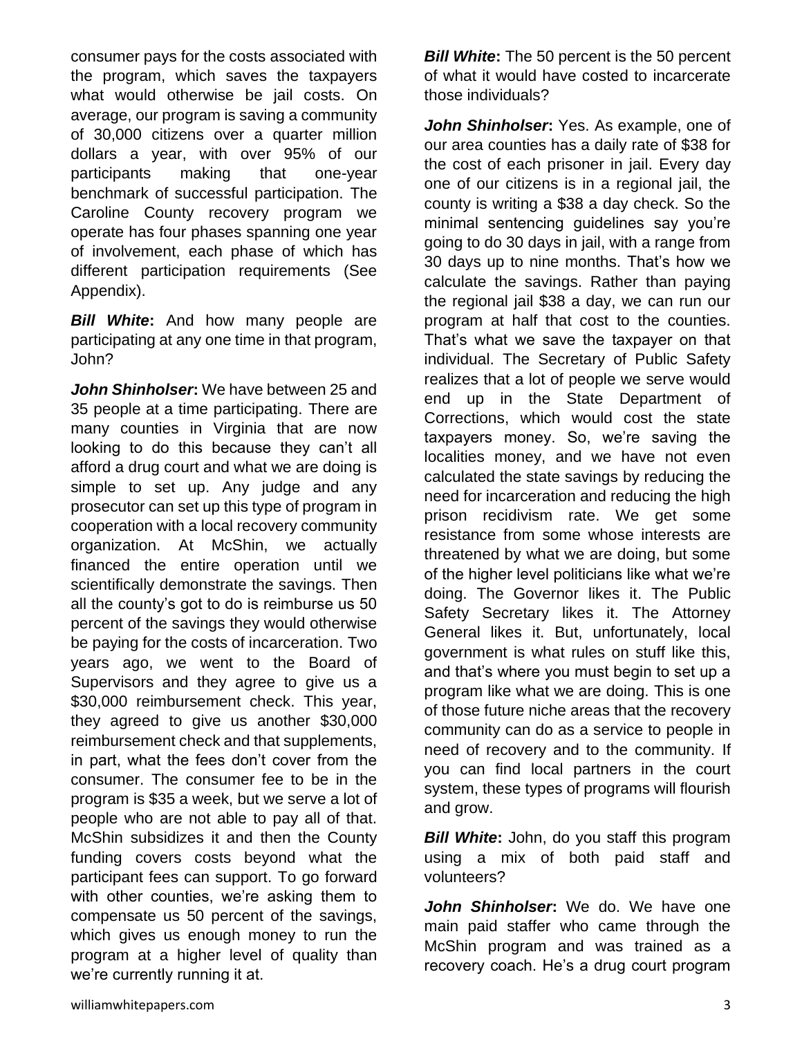consumer pays for the costs associated with the program, which saves the taxpayers what would otherwise be jail costs. On average, our program is saving a community of 30,000 citizens over a quarter million dollars a year, with over 95% of our participants making that one-year benchmark of successful participation. The Caroline County recovery program we operate has four phases spanning one year of involvement, each phase of which has different participation requirements (See Appendix).

***Bill White*:** And how many people are participating at any one time in that program, John?

***John Shinholser*:** We have between 25 and 35 people at a time participating. There are many counties in Virginia that are now looking to do this because they can't all afford a drug court and what we are doing is simple to set up. Any judge and any prosecutor can set up this type of program in cooperation with a local recovery community organization. At McShin, we actually financed the entire operation until we scientifically demonstrate the savings. Then all the county's got to do is reimburse us 50 percent of the savings they would otherwise be paying for the costs of incarceration. Two years ago, we went to the Board of Supervisors and they agree to give us a $30,000 reimbursement check. This year, they agreed to give us another $30,000 reimbursement check and that supplements, in part, what the fees don't cover from the consumer. The consumer fee to be in the program is $35 a week, but we serve a lot of people who are not able to pay all of that. McShin subsidizes it and then the County funding covers costs beyond what the participant fees can support. To go forward with other counties, we're asking them to compensate us 50 percent of the savings, which gives us enough money to run the program at a higher level of quality than we're currently running it at.

***Bill White*:** The 50 percent is the 50 percent of what it would have costed to incarcerate those individuals?

***John Shinholser*:** Yes. As example, one of our area counties has a daily rate of $38 for the cost of each prisoner in jail. Every day one of our citizens is in a regional jail, the county is writing a $38 a day check. So the minimal sentencing guidelines say you're going to do 30 days in jail, with a range from 30 days up to nine months. That's how we calculate the savings. Rather than paying the regional jail $38 a day, we can run our program at half that cost to the counties. That's what we save the taxpayer on that individual. The Secretary of Public Safety realizes that a lot of people we serve would end up in the State Department of Corrections, which would cost the state taxpayers money. So, we're saving the localities money, and we have not even calculated the state savings by reducing the need for incarceration and reducing the high prison recidivism rate. We get some resistance from some whose interests are threatened by what we are doing, but some of the higher level politicians like what we're doing. The Governor likes it. The Public Safety Secretary likes it. The Attorney General likes it. But, unfortunately, local government is what rules on stuff like this, and that's where you must begin to set up a program like what we are doing. This is one of those future niche areas that the recovery community can do as a service to people in need of recovery and to the community. If you can find local partners in the court system, these types of programs will flourish and grow.

***Bill White*:** John, do you staff this program using a mix of both paid staff and volunteers?

***John Shinholser*:** We do. We have one main paid staffer who came through the McShin program and was trained as a recovery coach. He's a drug court program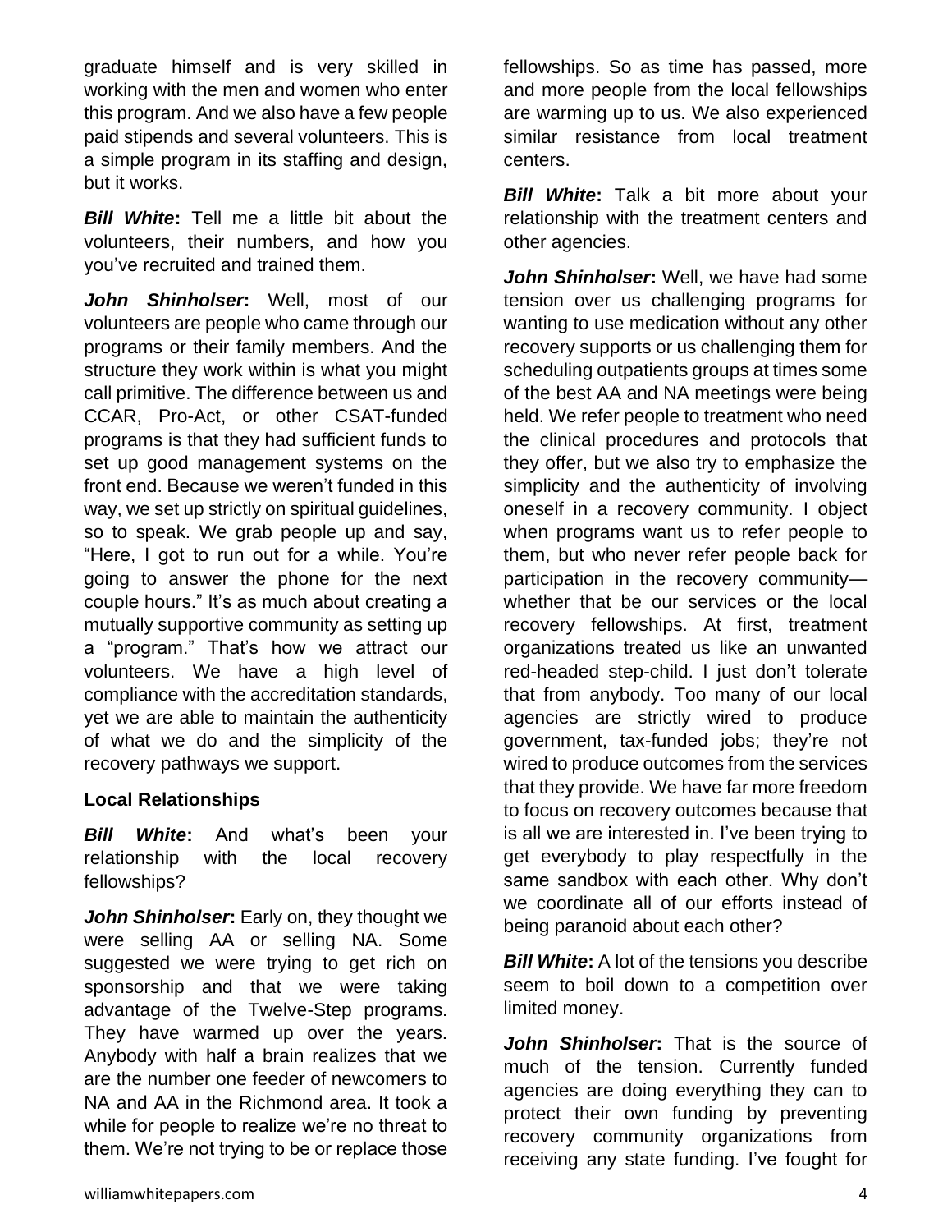graduate himself and is very skilled in working with the men and women who enter this program. And we also have a few people paid stipends and several volunteers. This is a simple program in its staffing and design, but it works.

***Bill White*:** Tell me a little bit about the volunteers, their numbers, and how you you've recruited and trained them.

***John Shinholser*:** Well, most of our volunteers are people who came through our programs or their family members. And the structure they work within is what you might call primitive. The difference between us and CCAR, Pro-Act, or other CSAT-funded programs is that they had sufficient funds to set up good management systems on the front end. Because we weren't funded in this way, we set up strictly on spiritual guidelines, so to speak. We grab people up and say, "Here, I got to run out for a while. You're going to answer the phone for the next couple hours." It's as much about creating a mutually supportive community as setting up a "program." That's how we attract our volunteers. We have a high level of compliance with the accreditation standards, yet we are able to maintain the authenticity of what we do and the simplicity of the recovery pathways we support.

### Local Relationships

***Bill White*:** And what's been your relationship with the local recovery fellowships?

***John Shinholser*:** Early on, they thought we were selling AA or selling NA. Some suggested we were trying to get rich on sponsorship and that we were taking advantage of the Twelve-Step programs. They have warmed up over the years. Anybody with half a brain realizes that we are the number one feeder of newcomers to NA and AA in the Richmond area. It took a while for people to realize we're no threat to them. We're not trying to be or replace those fellowships. So as time has passed, more and more people from the local fellowships are warming up to us. We also experienced similar resistance from local treatment centers.

***Bill White*:** Talk a bit more about your relationship with the treatment centers and other agencies.

***John Shinholser*:** Well, we have had some tension over us challenging programs for wanting to use medication without any other recovery supports or us challenging them for scheduling outpatients groups at times some of the best AA and NA meetings were being held. We refer people to treatment who need the clinical procedures and protocols that they offer, but we also try to emphasize the simplicity and the authenticity of involving oneself in a recovery community. I object when programs want us to refer people to them, but who never refer people back for participation in the recovery community—whether that be our services or the local recovery fellowships. At first, treatment organizations treated us like an unwanted red-headed step-child. I just don't tolerate that from anybody. Too many of our local agencies are strictly wired to produce government, tax-funded jobs; they're not wired to produce outcomes from the services that they provide. We have far more freedom to focus on recovery outcomes because that is all we are interested in. I've been trying to get everybody to play respectfully in the same sandbox with each other. Why don't we coordinate all of our efforts instead of being paranoid about each other?

***Bill White*:** A lot of the tensions you describe seem to boil down to a competition over limited money.

***John Shinholser*:** That is the source of much of the tension. Currently funded agencies are doing everything they can to protect their own funding by preventing recovery community organizations from receiving any state funding. I've fought for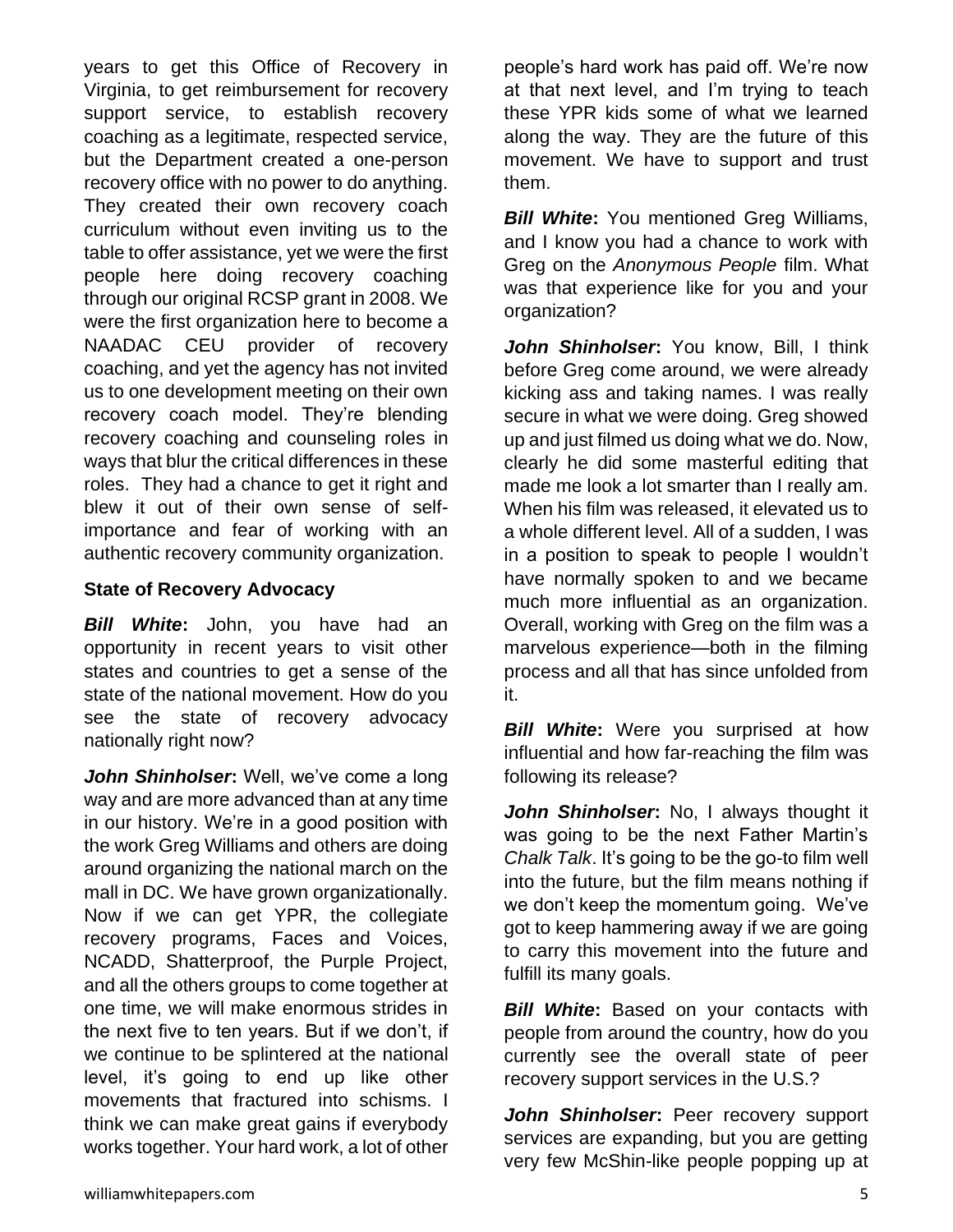years to get this Office of Recovery in Virginia, to get reimbursement for recovery support service, to establish recovery coaching as a legitimate, respected service, but the Department created a one-person recovery office with no power to do anything. They created their own recovery coach curriculum without even inviting us to the table to offer assistance, yet we were the first people here doing recovery coaching through our original RCSP grant in 2008. We were the first organization here to become a NAADAC CEU provider of recovery coaching, and yet the agency has not invited us to one development meeting on their own recovery coach model. They're blending recovery coaching and counseling roles in ways that blur the critical differences in these roles. They had a chance to get it right and blew it out of their own sense of self-importance and fear of working with an authentic recovery community organization.

### State of Recovery Advocacy

***Bill White*:** John, you have had an opportunity in recent years to visit other states and countries to get a sense of the state of the national movement. How do you see the state of recovery advocacy nationally right now?

***John Shinholser*:** Well, we've come a long way and are more advanced than at any time in our history. We're in a good position with the work Greg Williams and others are doing around organizing the national march on the mall in DC. We have grown organizationally. Now if we can get YPR, the collegiate recovery programs, Faces and Voices, NCADD, Shatterproof, the Purple Project, and all the others groups to come together at one time, we will make enormous strides in the next five to ten years. But if we don't, if we continue to be splintered at the national level, it's going to end up like other movements that fractured into schisms. I think we can make great gains if everybody works together. Your hard work, a lot of other people's hard work has paid off. We're now at that next level, and I'm trying to teach these YPR kids some of what we learned along the way. They are the future of this movement. We have to support and trust them.

***Bill White*:** You mentioned Greg Williams, and I know you had a chance to work with Greg on the *Anonymous People* film. What was that experience like for you and your organization?

***John Shinholser*:** You know, Bill, I think before Greg come around, we were already kicking ass and taking names. I was really secure in what we were doing. Greg showed up and just filmed us doing what we do. Now, clearly he did some masterful editing that made me look a lot smarter than I really am. When his film was released, it elevated us to a whole different level. All of a sudden, I was in a position to speak to people I wouldn't have normally spoken to and we became much more influential as an organization. Overall, working with Greg on the film was a marvelous experience—both in the filming process and all that has since unfolded from it.

***Bill White*:** Were you surprised at how influential and how far-reaching the film was following its release?

***John Shinholser*:** No, I always thought it was going to be the next Father Martin's *Chalk Talk*. It's going to be the go-to film well into the future, but the film means nothing if we don't keep the momentum going. We've got to keep hammering away if we are going to carry this movement into the future and fulfill its many goals.

***Bill White*:** Based on your contacts with people from around the country, how do you currently see the overall state of peer recovery support services in the U.S.?

***John Shinholser*:** Peer recovery support services are expanding, but you are getting very few McShin-like people popping up at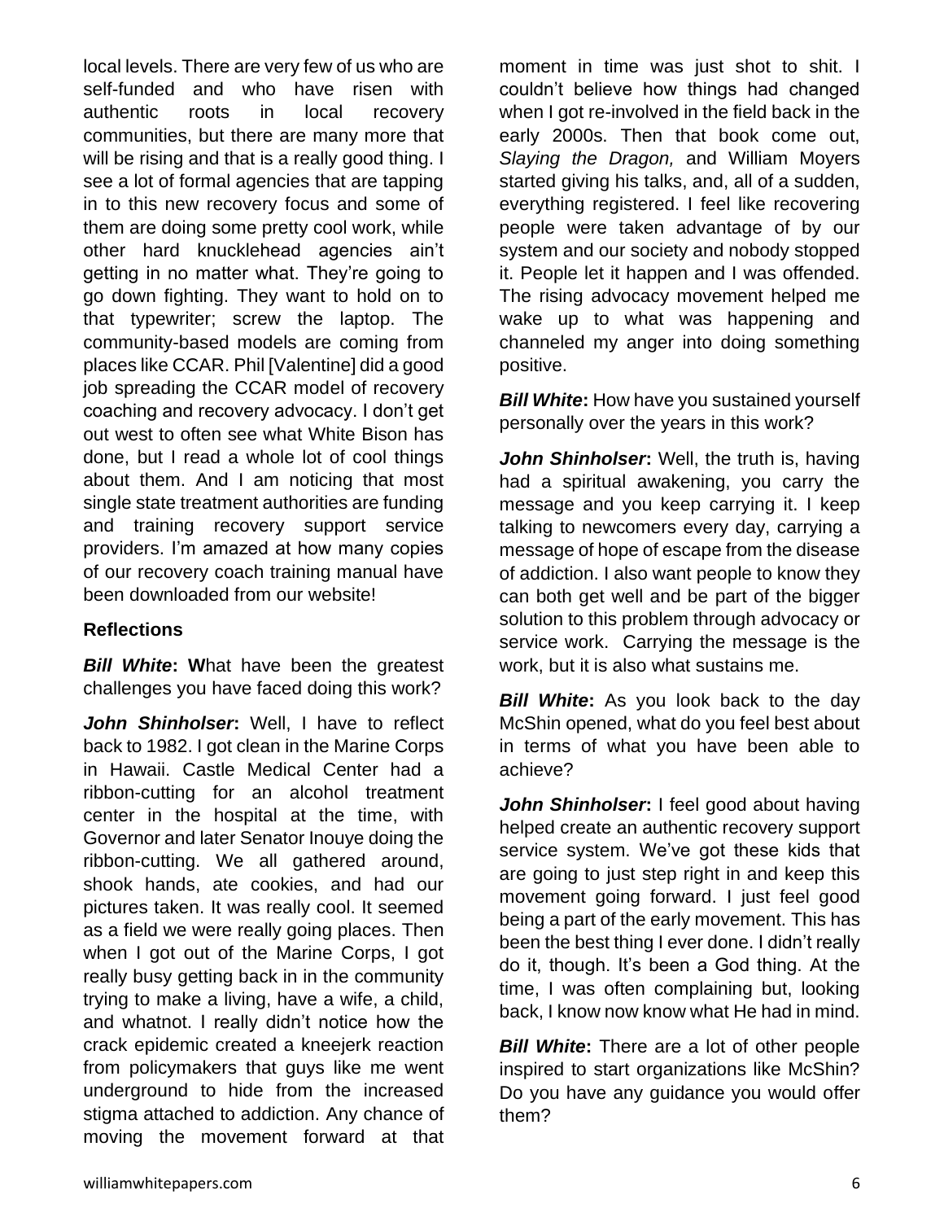local levels. There are very few of us who are self-funded and who have risen with authentic roots in local recovery communities, but there are many more that will be rising and that is a really good thing. I see a lot of formal agencies that are tapping in to this new recovery focus and some of them are doing some pretty cool work, while other hard knucklehead agencies ain't getting in no matter what. They're going to go down fighting. They want to hold on to that typewriter; screw the laptop. The community-based models are coming from places like CCAR. Phil [Valentine] did a good job spreading the CCAR model of recovery coaching and recovery advocacy. I don't get out west to often see what White Bison has done, but I read a whole lot of cool things about them. And I am noticing that most single state treatment authorities are funding and training recovery support service providers. I'm amazed at how many copies of our recovery coach training manual have been downloaded from our website!

**Reflections**

***Bill White*****:** **W**hat have been the greatest challenges you have faced doing this work?

***John Shinholser*****:** Well, I have to reflect back to 1982. I got clean in the Marine Corps in Hawaii. Castle Medical Center had a ribbon-cutting for an alcohol treatment center in the hospital at the time, with Governor and later Senator Inouye doing the ribbon-cutting. We all gathered around, shook hands, ate cookies, and had our pictures taken. It was really cool. It seemed as a field we were really going places. Then when I got out of the Marine Corps, I got really busy getting back in in the community trying to make a living, have a wife, a child, and whatnot. I really didn't notice how the crack epidemic created a kneejerk reaction from policymakers that guys like me went underground to hide from the increased stigma attached to addiction. Any chance of moving the movement forward at that moment in time was just shot to shit. I couldn't believe how things had changed when I got re-involved in the field back in the early 2000s. Then that book come out, *Slaying the Dragon,* and William Moyers started giving his talks, and, all of a sudden, everything registered. I feel like recovering people were taken advantage of by our system and our society and nobody stopped it. People let it happen and I was offended. The rising advocacy movement helped me wake up to what was happening and channeled my anger into doing something positive.

***Bill White*****:** How have you sustained yourself personally over the years in this work?

***John Shinholser*****:** Well, the truth is, having had a spiritual awakening, you carry the message and you keep carrying it. I keep talking to newcomers every day, carrying a message of hope of escape from the disease of addiction. I also want people to know they can both get well and be part of the bigger solution to this problem through advocacy or service work. Carrying the message is the work, but it is also what sustains me.

***Bill White*****:** As you look back to the day McShin opened, what do you feel best about in terms of what you have been able to achieve?

***John Shinholser*****:** I feel good about having helped create an authentic recovery support service system. We've got these kids that are going to just step right in and keep this movement going forward. I just feel good being a part of the early movement. This has been the best thing I ever done. I didn't really do it, though. It's been a God thing. At the time, I was often complaining but, looking back, I know now know what He had in mind.

***Bill White*****:** There are a lot of other people inspired to start organizations like McShin? Do you have any guidance you would offer them?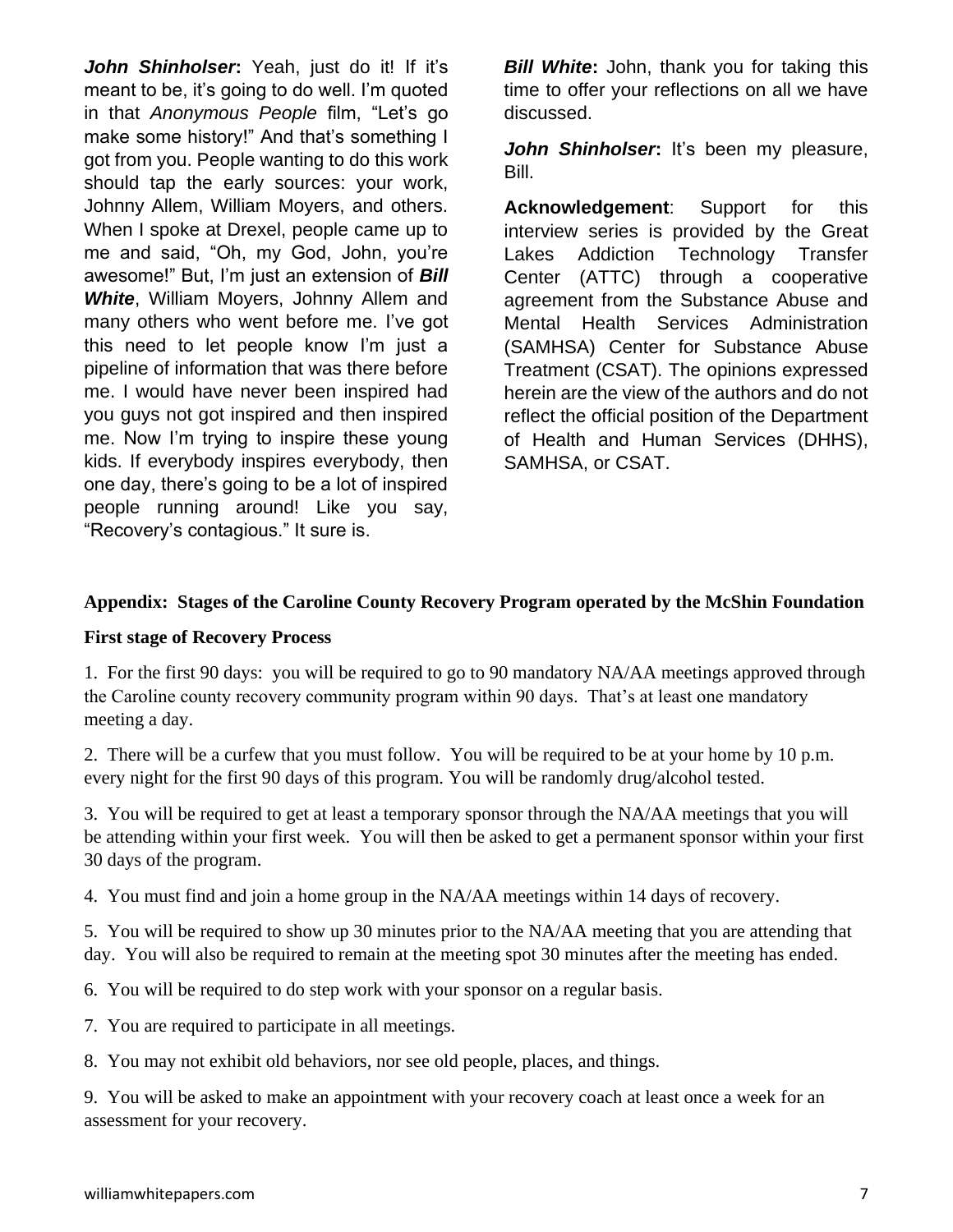***John Shinholser*:** Yeah, just do it! If it's meant to be, it's going to do well. I'm quoted in that *Anonymous People* film, "Let's go make some history!" And that's something I got from you. People wanting to do this work should tap the early sources: your work, Johnny Allem, William Moyers, and others. When I spoke at Drexel, people came up to me and said, "Oh, my God, John, you're awesome!" But, I'm just an extension of ***Bill White***, William Moyers, Johnny Allem and many others who went before me. I've got this need to let people know I'm just a pipeline of information that was there before me. I would have never been inspired had you guys not got inspired and then inspired me. Now I'm trying to inspire these young kids. If everybody inspires everybody, then one day, there's going to be a lot of inspired people running around! Like you say, "Recovery's contagious." It sure is.

***Bill White*:** John, thank you for taking this time to offer your reflections on all we have discussed.

***John Shinholser*:** It's been my pleasure, Bill.

**Acknowledgement**: Support for this interview series is provided by the Great Lakes Addiction Technology Transfer Center (ATTC) through a cooperative agreement from the Substance Abuse and Mental Health Services Administration (SAMHSA) Center for Substance Abuse Treatment (CSAT). The opinions expressed herein are the view of the authors and do not reflect the official position of the Department of Health and Human Services (DHHS), SAMHSA, or CSAT.

## Appendix: Stages of the Caroline County Recovery Program operated by the McShin Foundation

### First stage of Recovery Process

1. For the first 90 days: you will be required to go to 90 mandatory NA/AA meetings approved through the Caroline county recovery community program within 90 days. That's at least one mandatory meeting a day.

2. There will be a curfew that you must follow. You will be required to be at your home by 10 p.m. every night for the first 90 days of this program. You will be randomly drug/alcohol tested.

3. You will be required to get at least a temporary sponsor through the NA/AA meetings that you will be attending within your first week. You will then be asked to get a permanent sponsor within your first 30 days of the program.

4. You must find and join a home group in the NA/AA meetings within 14 days of recovery.

5. You will be required to show up 30 minutes prior to the NA/AA meeting that you are attending that day. You will also be required to remain at the meeting spot 30 minutes after the meeting has ended.

6. You will be required to do step work with your sponsor on a regular basis.

7. You are required to participate in all meetings.

8. You may not exhibit old behaviors, nor see old people, places, and things.

9. You will be asked to make an appointment with your recovery coach at least once a week for an assessment for your recovery.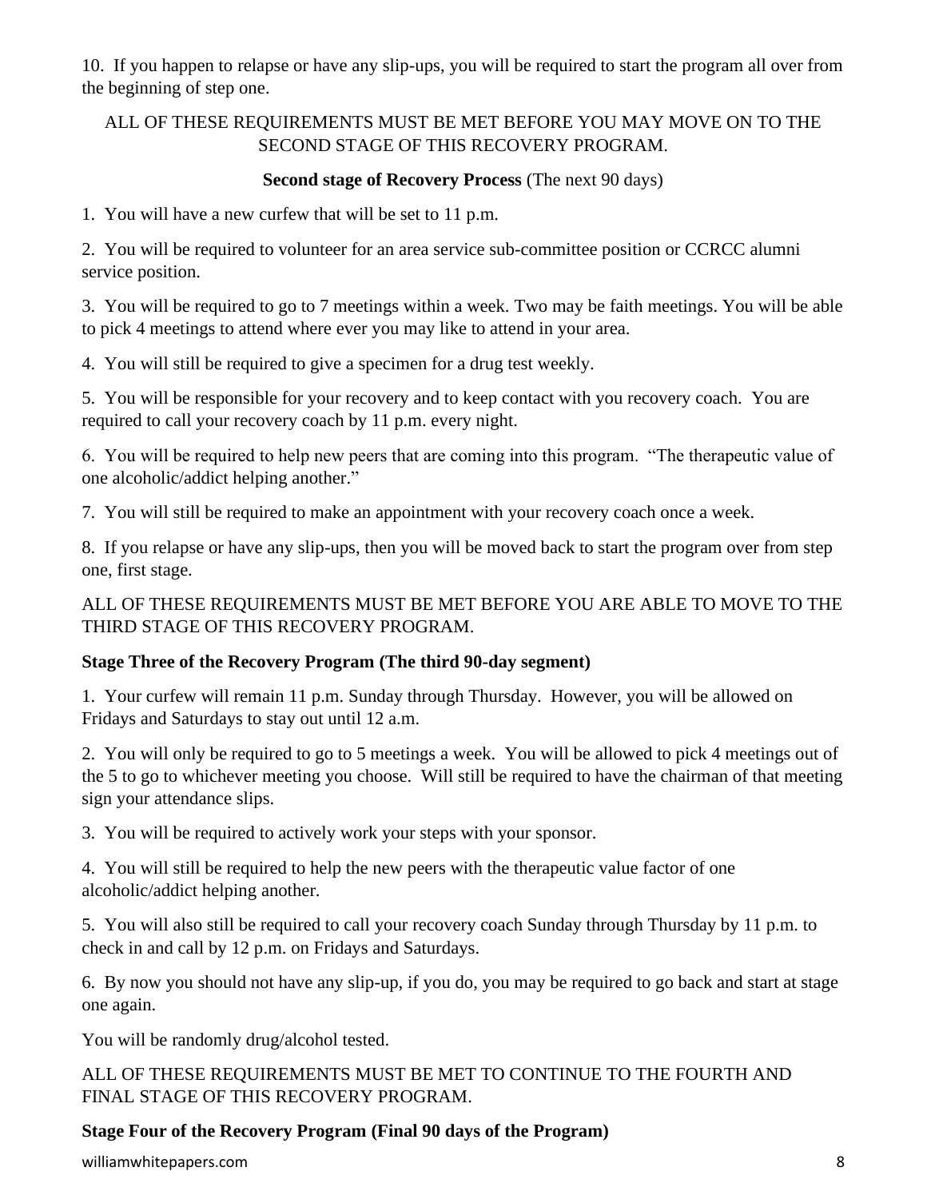10. If you happen to relapse or have any slip-ups, you will be required to start the program all over from the beginning of step one.

ALL OF THESE REQUIREMENTS MUST BE MET BEFORE YOU MAY MOVE ON TO THE SECOND STAGE OF THIS RECOVERY PROGRAM.

**Second stage of Recovery Process** (The next 90 days)

1. You will have a new curfew that will be set to 11 p.m.

2. You will be required to volunteer for an area service sub-committee position or CCRCC alumni service position.

3. You will be required to go to 7 meetings within a week. Two may be faith meetings. You will be able to pick 4 meetings to attend where ever you may like to attend in your area.

4. You will still be required to give a specimen for a drug test weekly.

5. You will be responsible for your recovery and to keep contact with you recovery coach. You are required to call your recovery coach by 11 p.m. every night.

6. You will be required to help new peers that are coming into this program. "The therapeutic value of one alcoholic/addict helping another."

7. You will still be required to make an appointment with your recovery coach once a week.

8. If you relapse or have any slip-ups, then you will be moved back to start the program over from step one, first stage.

ALL OF THESE REQUIREMENTS MUST BE MET BEFORE YOU ARE ABLE TO MOVE TO THE THIRD STAGE OF THIS RECOVERY PROGRAM.

**Stage Three of the Recovery Program (The third 90-day segment)**

1. Your curfew will remain 11 p.m. Sunday through Thursday. However, you will be allowed on Fridays and Saturdays to stay out until 12 a.m.

2. You will only be required to go to 5 meetings a week. You will be allowed to pick 4 meetings out of the 5 to go to whichever meeting you choose. Will still be required to have the chairman of that meeting sign your attendance slips.

3. You will be required to actively work your steps with your sponsor.

4. You will still be required to help the new peers with the therapeutic value factor of one alcoholic/addict helping another.

5. You will also still be required to call your recovery coach Sunday through Thursday by 11 p.m. to check in and call by 12 p.m. on Fridays and Saturdays.

6. By now you should not have any slip-up, if you do, you may be required to go back and start at stage one again.

You will be randomly drug/alcohol tested.

ALL OF THESE REQUIREMENTS MUST BE MET TO CONTINUE TO THE FOURTH AND FINAL STAGE OF THIS RECOVERY PROGRAM.

**Stage Four of the Recovery Program (Final 90 days of the Program)**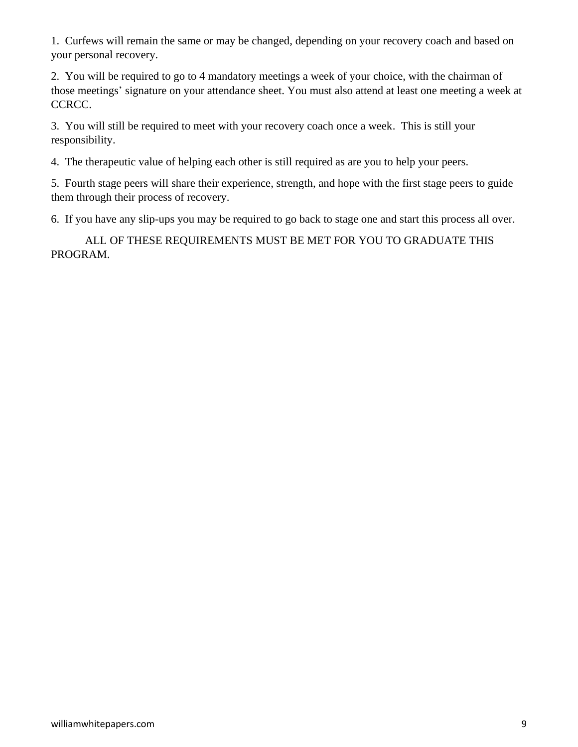1. Curfews will remain the same or may be changed, depending on your recovery coach and based on your personal recovery.

2. You will be required to go to 4 mandatory meetings a week of your choice, with the chairman of those meetings' signature on your attendance sheet. You must also attend at least one meeting a week at CCRCC.

3. You will still be required to meet with your recovery coach once a week. This is still your responsibility.

4. The therapeutic value of helping each other is still required as are you to help your peers.

5. Fourth stage peers will share their experience, strength, and hope with the first stage peers to guide them through their process of recovery.

6. If you have any slip-ups you may be required to go back to stage one and start this process all over.

ALL OF THESE REQUIREMENTS MUST BE MET FOR YOU TO GRADUATE THIS PROGRAM.